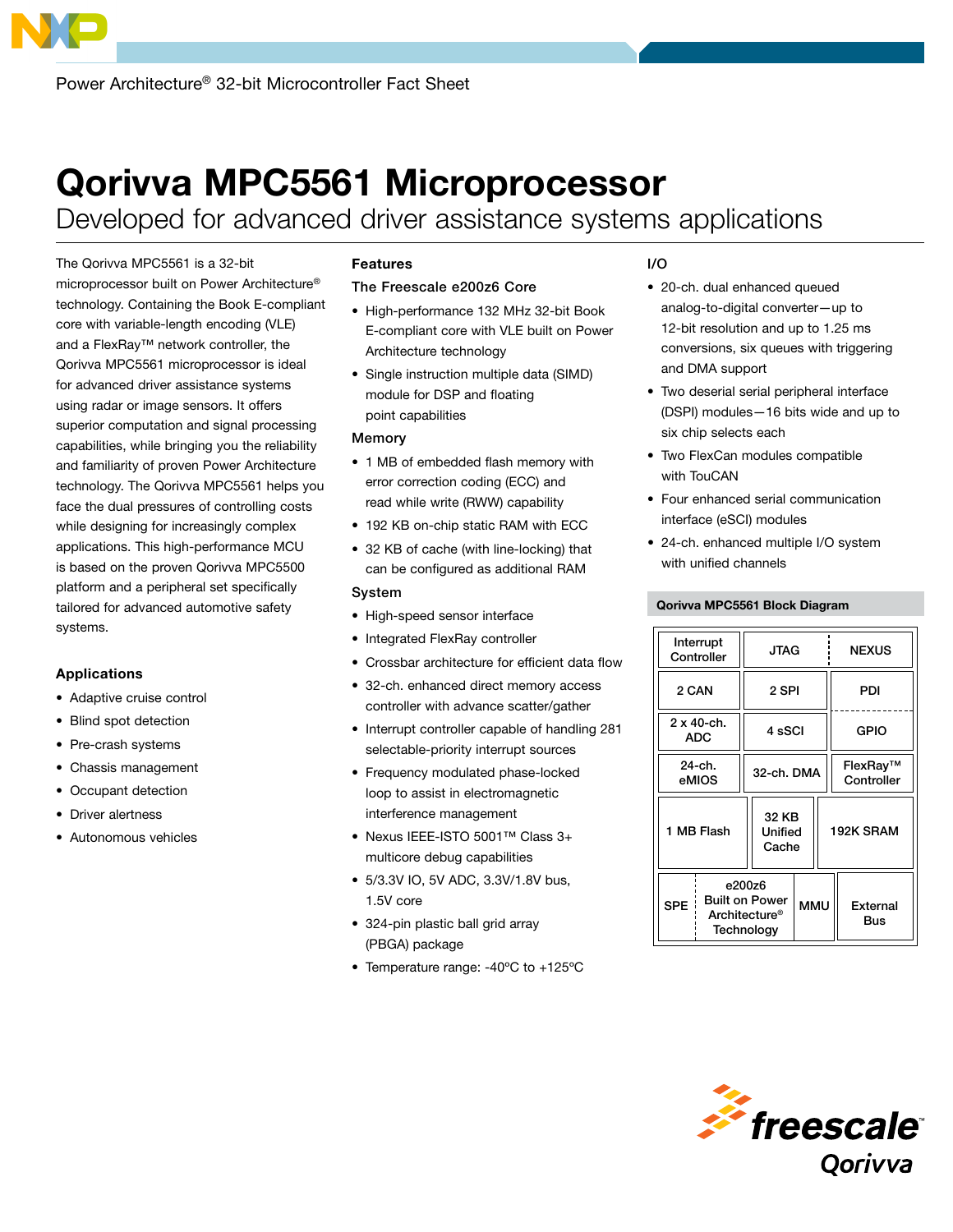Power Architecture® 32-bit Microcontroller Fact Sheet

# Qorivva MPC5561 Microprocessor

## Developed for advanced driver assistance systems applications

The Qorivva MPC5561 is a 32-bit microprocessor built on Power Architecture® technology. Containing the Book E-compliant core with variable-length encoding (VLE) and a FlexRay™ network controller, the Qorivva MPC5561 microprocessor is ideal for advanced driver assistance systems using radar or image sensors. It offers superior computation and signal processing capabilities, while bringing you the reliability and familiarity of proven Power Architecture technology. The Qorivva MPC5561 helps you face the dual pressures of controlling costs while designing for increasingly complex applications. This high-performance MCU is based on the proven Qorivva MPC5500 platform and a peripheral set specifically tailored for advanced automotive safety systems.

### Applications

- Adaptive cruise control
- Blind spot detection
- Pre-crash systems
- Chassis management
- Occupant detection
- Driver alertness
- Autonomous vehicles

### Features

**The Freescale e200z6 Core**

- High-performance 132 MHz 32-bit Book E-compliant core with VLE built on Power Architecture technology
- Single instruction multiple data (SIMD) module for DSP and floating point capabilities

**Memory**

- 1 MB of embedded flash memory with error correction coding (ECC) and read while write (RWW) capability
- 192 KB on-chip static RAM with ECC
- 32 KB of cache (with line-locking) that can be configured as additional RAM

**System**

- High-speed sensor interface
- Integrated FlexRay controller
- Crossbar architecture for efficient data flow
- 32-ch. enhanced direct memory access controller with advance scatter/gather
- Interrupt controller capable of handling 281 selectable-priority interrupt sources
- Frequency modulated phase-locked loop to assist in electromagnetic interference management
- Nexus IEEE-ISTO 5001™ Class 3+ multicore debug capabilities
- 5/3.3V IO, 5V ADC, 3.3V/1.8V bus, 1.5V core
- 324-pin plastic ball grid array (PBGA) package
- Temperature range: -40ºC to +125ºC

**I/O**

- 20-ch. dual enhanced queued analog-to-digital converter—up to 12-bit resolution and up to 1.25 ms conversions, six queues with triggering and DMA support
- Two deserial serial peripheral interface (DSPI) modules—16 bits wide and up to six chip selects each
- Two FlexCan modules compatible with TouCAN
- Four enhanced serial communication interface (eSCI) modules
- 24-ch. enhanced multiple I/O system with unified channels

**Qorivva MPC5561 Block Diagram**

| | | | |
|---|---|---|---|
| Interrupt Controller | JTAG | NEXUS | |
| 2 CAN | 2 SPI | PDI | |
| 2 x 40-ch. ADC | 4 sSCI | GPIO | |
| 24-ch. eMIOS | 32-ch. DMA | FlexRay™ Controller | |
| 1 MB Flash | 32 KB Unified Cache | 192K SRAM | |
| SPE | e200z6 Built on Power Architecture® Technology | MMU | External Bus |

freescale Qorivva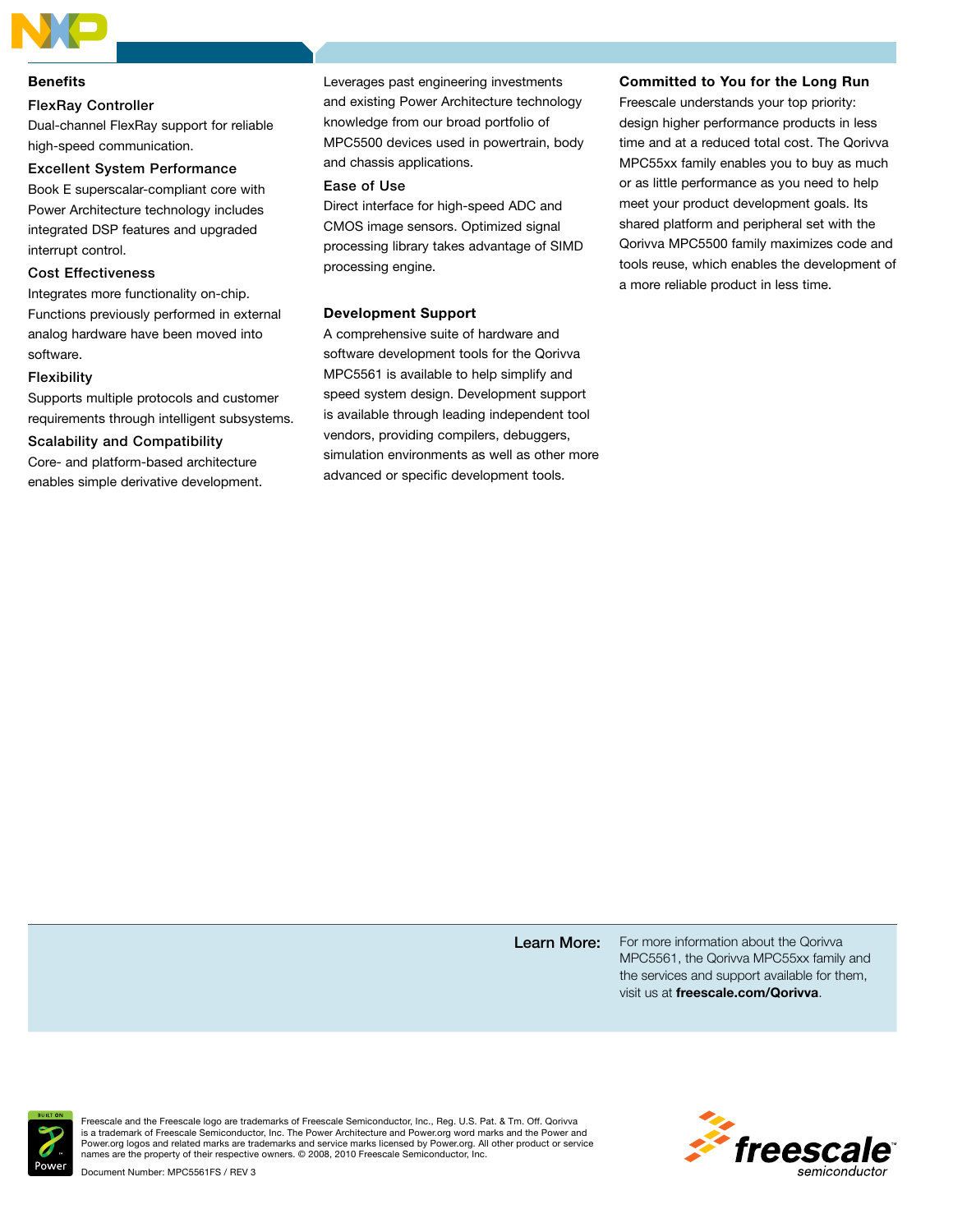### Benefits

**FlexRay Controller**

Dual-channel FlexRay support for reliable high-speed communication.

**Excellent System Performance**

Book E superscalar-compliant core with Power Architecture technology includes integrated DSP features and upgraded interrupt control.

**Cost Effectiveness**

Integrates more functionality on-chip. Functions previously performed in external analog hardware have been moved into software.

**Flexibility**

Supports multiple protocols and customer requirements through intelligent subsystems.

**Scalability and Compatibility**

Core- and platform-based architecture enables simple derivative development.

Leverages past engineering investments and existing Power Architecture technology knowledge from our broad portfolio of MPC5500 devices used in powertrain, body and chassis applications.

**Ease of Use**

Direct interface for high-speed ADC and CMOS image sensors. Optimized signal processing library takes advantage of SIMD processing engine.

### Development Support

A comprehensive suite of hardware and software development tools for the Qorivva MPC5561 is available to help simplify and speed system design. Development support is available through leading independent tool vendors, providing compilers, debuggers, simulation environments as well as other more advanced or specific development tools.

### Committed to You for the Long Run

Freescale understands your top priority: design higher performance products in less time and at a reduced total cost. The Qorivva MPC55xx family enables you to buy as much or as little performance as you need to help meet your product development goals. Its shared platform and peripheral set with the Qorivva MPC5500 family maximizes code and tools reuse, which enables the development of a more reliable product in less time.

**Learn More:** For more information about the Qorivva MPC5561, the Qorivva MPC55xx family and the services and support available for them, visit us at **freescale.com/Qorivva**.

Freescale and the Freescale logo are trademarks of Freescale Semiconductor, Inc., Reg. U.S. Pat. & Tm. Off. Qorivva is a trademark of Freescale Semiconductor, Inc. The Power Architecture and Power.org word marks and the Power and Power.org logos and related marks are trademarks and service marks licensed by Power.org. All other product or service names are the property of their respective owners. © 2008, 2010 Freescale Semiconductor, Inc.

Document Number: MPC5561FS / REV 3